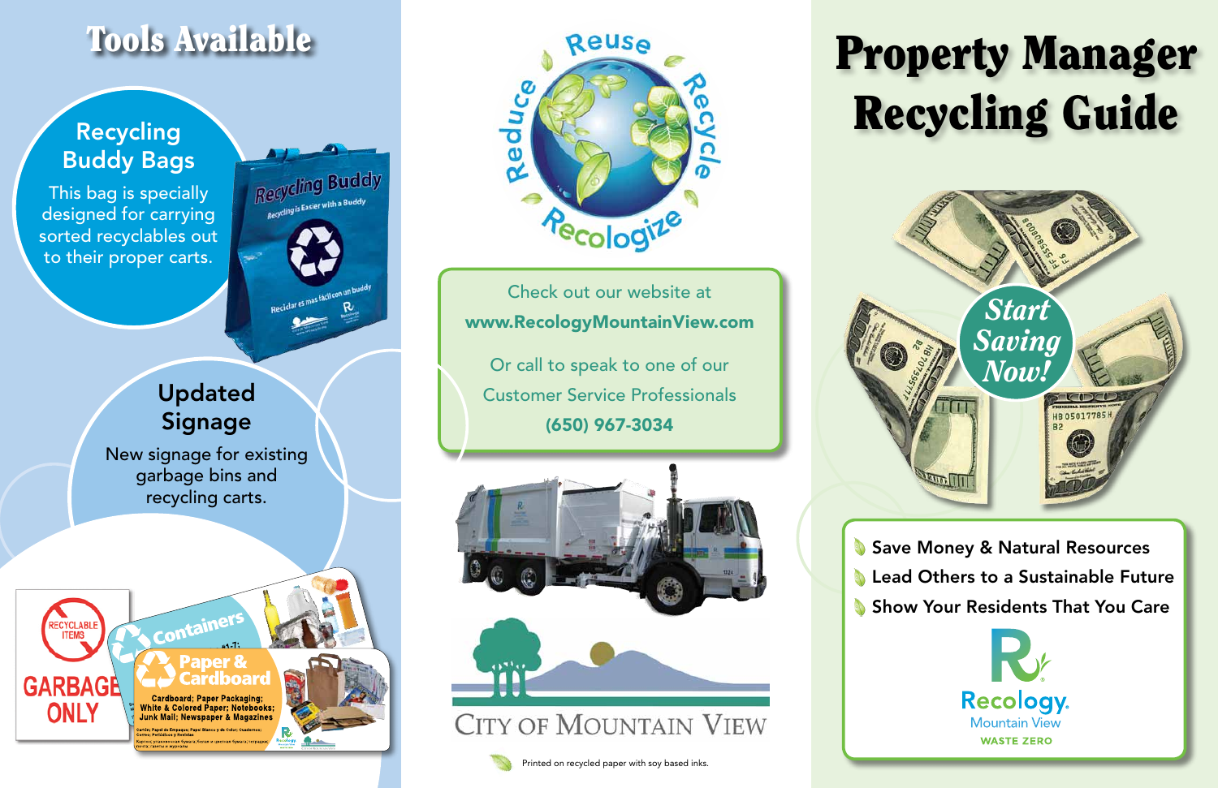## Tools Available

### Recycling Buddy Bags

This bag is specially designed for carrying sorted recyclables out to their proper carts.

### Updated Signage

New signage for existing garbage bins and recycling carts.

Reuse · Recycle · Recologize · Reduce

Check out our website at
**www.RecologyMountainView.com**

Or call to speak to one of our Customer Service Professionals
**(650) 967-3034**

City of Mountain View

Printed on recycled paper with soy based inks.

# Property Manager Recycling Guide

*Start Saving Now!*

- Save Money & Natural Resources
- Lead Others to a Sustainable Future
- Show Your Residents That You Care

Recology Mountain View
WASTE ZERO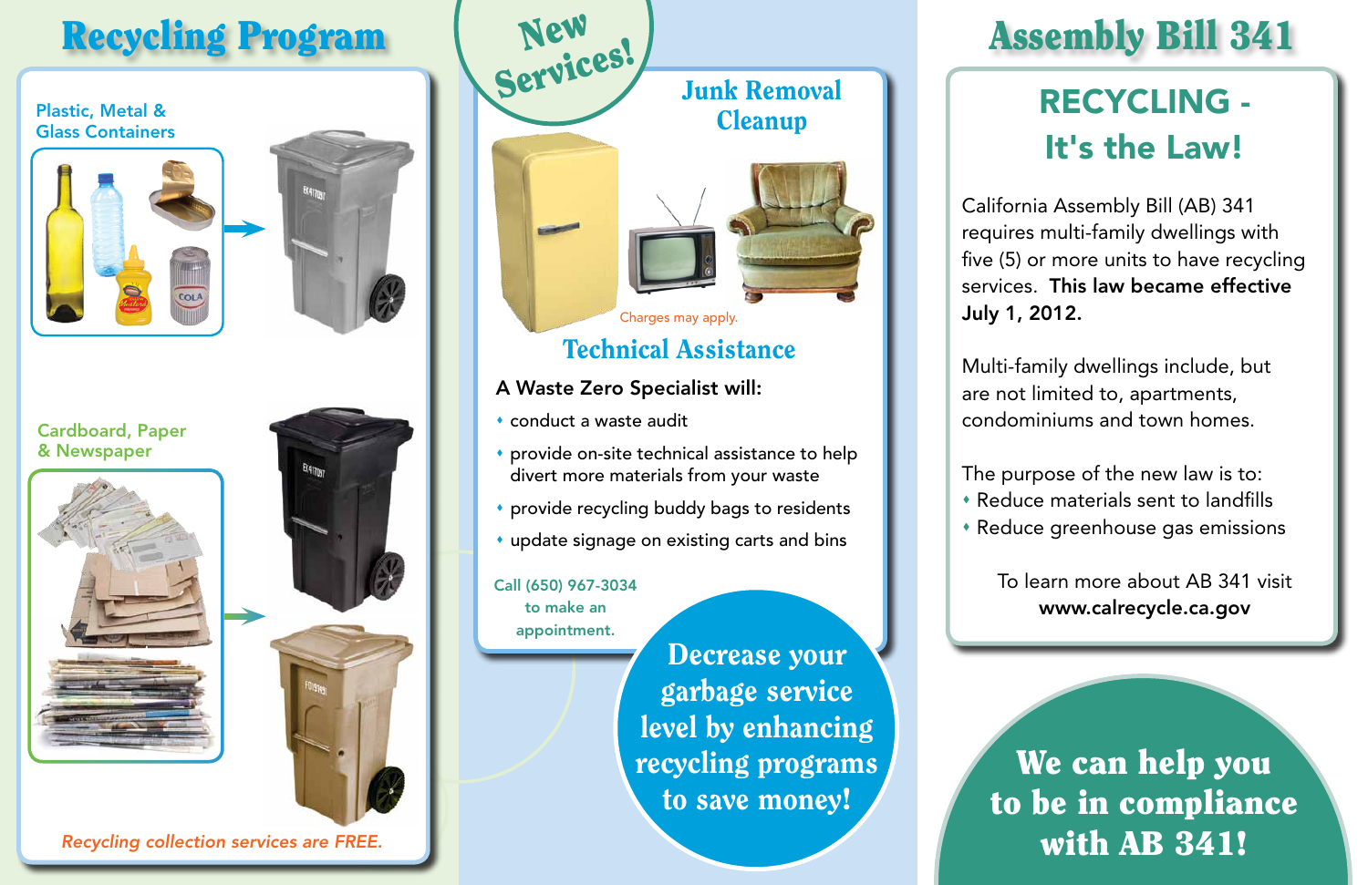# Recycling Program

Plastic, Metal & Glass Containers

Cardboard, Paper & Newspaper

*Recycling collection services are FREE.*

# New Services!

## Junk Removal Cleanup

Charges may apply.

## Technical Assistance

**A Waste Zero Specialist will:**

- conduct a waste audit
- provide on-site technical assistance to help divert more materials from your waste
- provide recycling buddy bags to residents
- update signage on existing carts and bins

Call (650) 967-3034 to make an appointment.

**Decrease your garbage service level by enhancing recycling programs to save money!**

# Assembly Bill 341

## RECYCLING - It's the Law!

California Assembly Bill (AB) 341 requires multi-family dwellings with five (5) or more units to have recycling services. **This law became effective July 1, 2012.**

Multi-family dwellings include, but are not limited to, apartments, condominiums and town homes.

The purpose of the new law is to:

- Reduce materials sent to landfills
- Reduce greenhouse gas emissions

To learn more about AB 341 visit **www.calrecycle.ca.gov**

**We can help you to be in compliance with AB 341!**